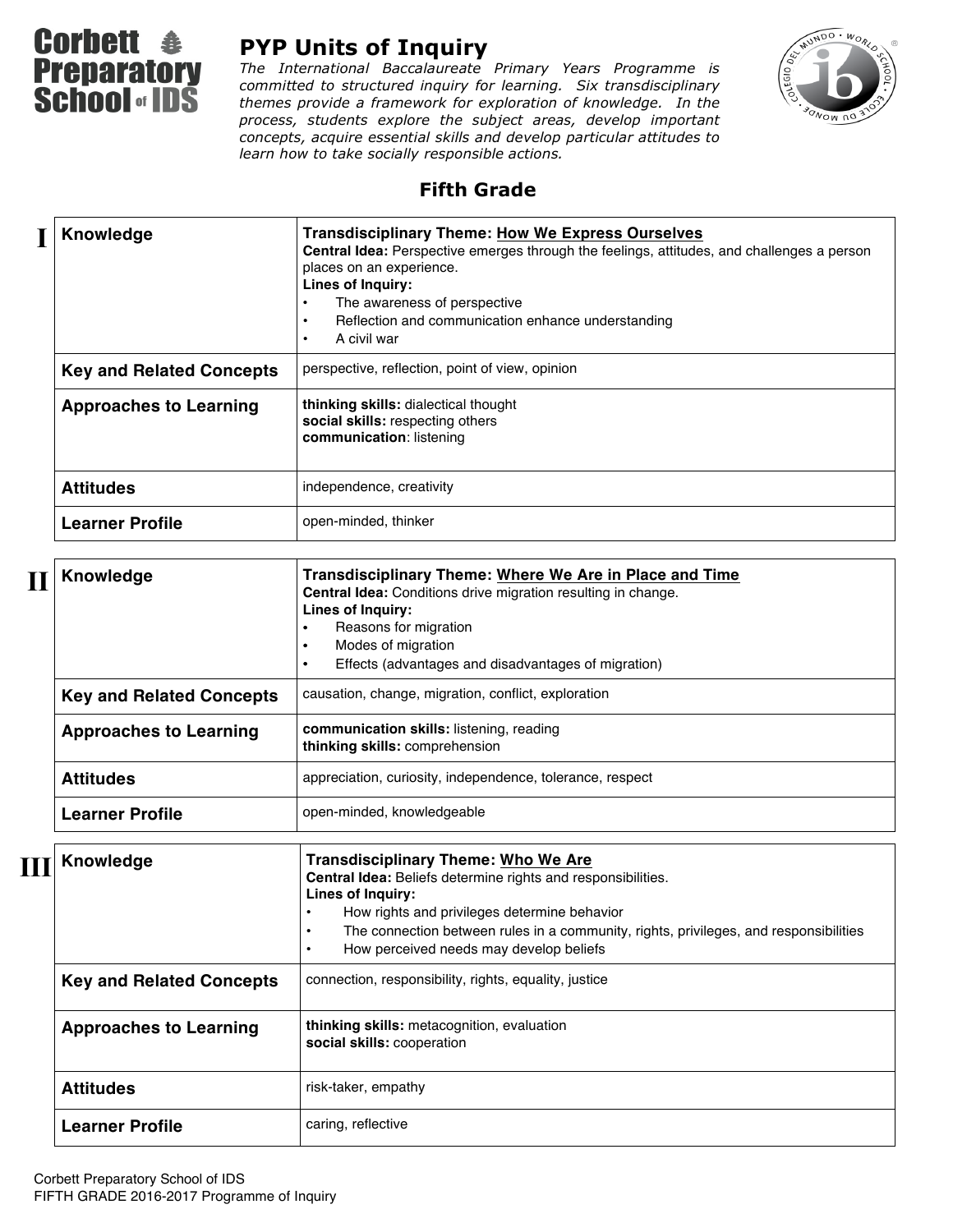# Corbett Preparatory School of IDS

## PYP Units of Inquiry

*The International Baccalaureate Primary Years Programme is committed to structured inquiry for learning. Six transdisciplinary themes provide a framework for exploration of knowledge. In the process, students explore the subject areas, develop important concepts, acquire essential skills and develop particular attitudes to learn how to take socially responsible actions.*

## Fifth Grade

### I

| | |
|---|---|
| **Knowledge** | **Transdisciplinary Theme:** <u>How We Express Ourselves</u><br>**Central Idea:** Perspective emerges through the feelings, attitudes, and challenges a person places on an experience.<br>**Lines of Inquiry:**<br>• The awareness of perspective<br>• Reflection and communication enhance understanding<br>• A civil war |
| **Key and Related Concepts** | perspective, reflection, point of view, opinion |
| **Approaches to Learning** | **thinking skills:** dialectical thought<br>**social skills:** respecting others<br>**communication**: listening |
| **Attitudes** | independence, creativity |
| **Learner Profile** | open-minded, thinker |

### II

| | |
|---|---|
| **Knowledge** | **Transdisciplinary Theme:** <u>Where We Are in Place and Time</u><br>**Central Idea:** Conditions drive migration resulting in change.<br>**Lines of Inquiry:**<br>• Reasons for migration<br>• Modes of migration<br>• Effects (advantages and disadvantages of migration) |
| **Key and Related Concepts** | causation, change, migration, conflict, exploration |
| **Approaches to Learning** | **communication skills:** listening, reading<br>**thinking skills:** comprehension |
| **Attitudes** | appreciation, curiosity, independence, tolerance, respect |
| **Learner Profile** | open-minded, knowledgeable |

### III

| | |
|---|---|
| **Knowledge** | **Transdisciplinary Theme:** <u>Who We Are</u><br>**Central Idea:** Beliefs determine rights and responsibilities.<br>**Lines of Inquiry:**<br>• How rights and privileges determine behavior<br>• The connection between rules in a community, rights, privileges, and responsibilities<br>• How perceived needs may develop beliefs |
| **Key and Related Concepts** | connection, responsibility, rights, equality, justice |
| **Approaches to Learning** | **thinking skills:** metacognition, evaluation<br>**social skills:** cooperation |
| **Attitudes** | risk-taker, empathy |
| **Learner Profile** | caring, reflective |

Corbett Preparatory School of IDS
FIFTH GRADE 2016-2017 Programme of Inquiry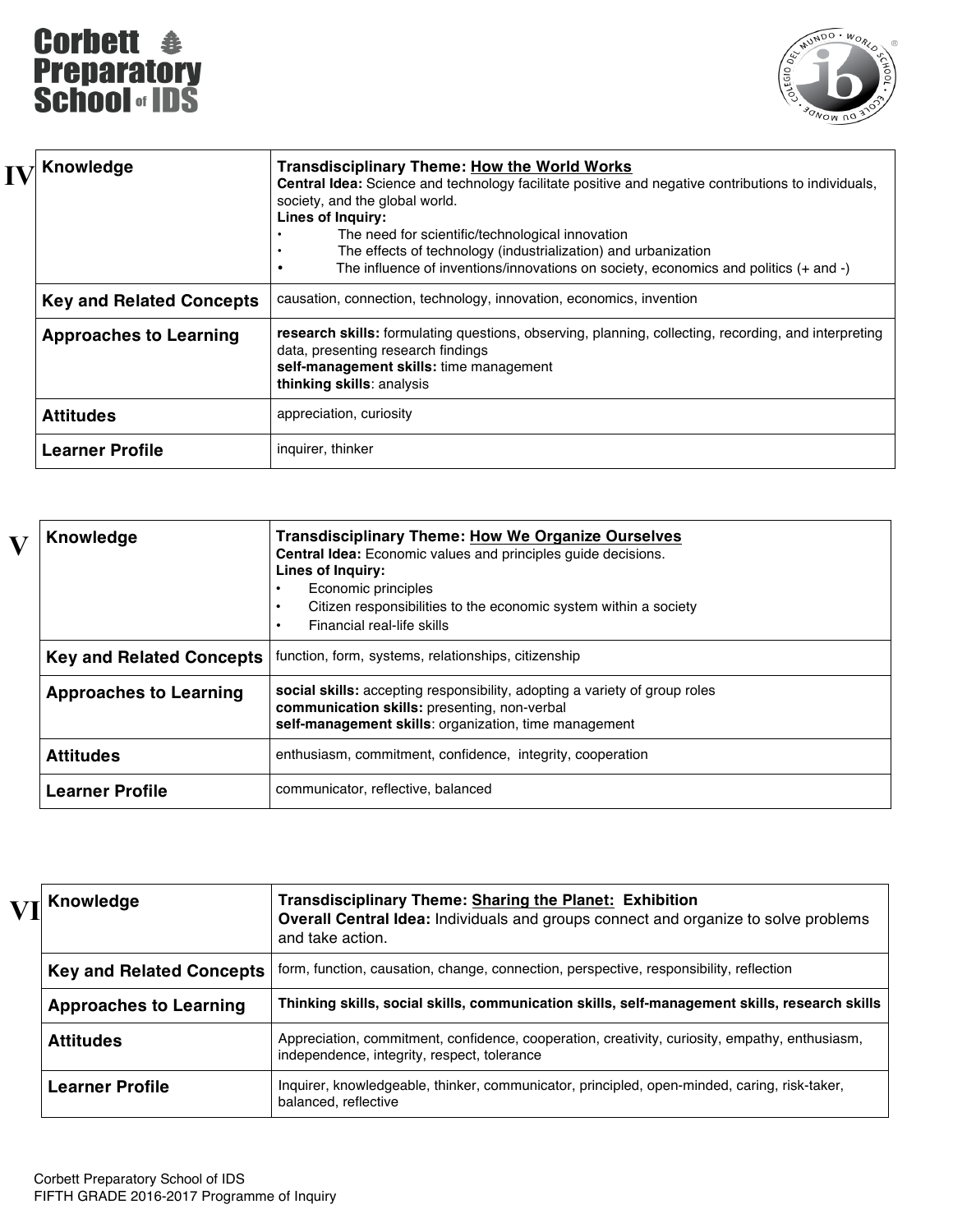Corbett Preparatory School of IDS

**IV**

| | |
|---|---|
| **Knowledge** | **Transdisciplinary Theme:** <u>**How the World Works**</u><br>**Central Idea:** Science and technology facilitate positive and negative contributions to individuals, society, and the global world.<br>**Lines of Inquiry:**<br>• The need for scientific/technological innovation<br>• The effects of technology (industrialization) and urbanization<br>• The influence of inventions/innovations on society, economics and politics (+ and -) |
| **Key and Related Concepts** | causation, connection, technology, innovation, economics, invention |
| **Approaches to Learning** | **research skills:** formulating questions, observing, planning, collecting, recording, and interpreting data, presenting research findings<br>**self-management skills:** time management<br>**thinking skills**: analysis |
| **Attitudes** | appreciation, curiosity |
| **Learner Profile** | inquirer, thinker |

**V**

| | |
|---|---|
| **Knowledge** | **Transdisciplinary Theme:** <u>**How We Organize Ourselves**</u><br>**Central Idea:** Economic values and principles guide decisions.<br>**Lines of Inquiry:**<br>• Economic principles<br>• Citizen responsibilities to the economic system within a society<br>• Financial real-life skills |
| **Key and Related Concepts** | function, form, systems, relationships, citizenship |
| **Approaches to Learning** | **social skills:** accepting responsibility, adopting a variety of group roles<br>**communication skills:** presenting, non-verbal<br>**self-management skills**: organization, time management |
| **Attitudes** | enthusiasm, commitment, confidence, integrity, cooperation |
| **Learner Profile** | communicator, reflective, balanced |

**VI**

| | |
|---|---|
| **Knowledge** | **Transdisciplinary Theme:** <u>**Sharing the Planet:**</u> **Exhibition**<br>**Overall Central Idea:** Individuals and groups connect and organize to solve problems and take action. |
| **Key and Related Concepts** | form, function, causation, change, connection, perspective, responsibility, reflection |
| **Approaches to Learning** | **Thinking skills, social skills, communication skills, self-management skills, research skills** |
| **Attitudes** | Appreciation, commitment, confidence, cooperation, creativity, curiosity, empathy, enthusiasm, independence, integrity, respect, tolerance |
| **Learner Profile** | Inquirer, knowledgeable, thinker, communicator, principled, open-minded, caring, risk-taker, balanced, reflective |

Corbett Preparatory School of IDS
FIFTH GRADE 2016-2017 Programme of Inquiry